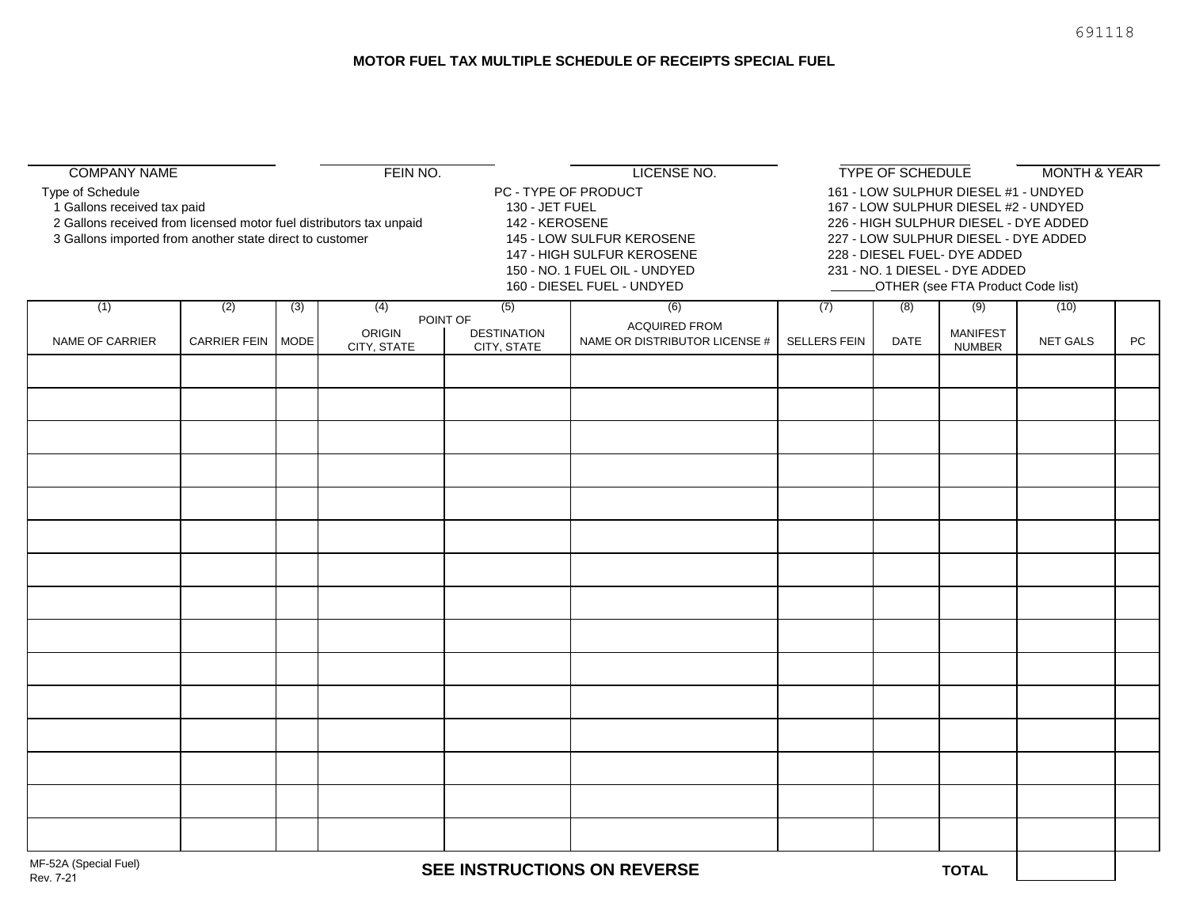691118

# MOTOR FUEL TAX MULTIPLE SCHEDULE OF RECEIPTS SPECIAL FUEL

| COMPANY NAME | FEIN NO. | LICENSE NO. | TYPE OF SCHEDULE | MONTH & YEAR |
|---|---|---|---|---|
| | | | | |

Type of Schedule
1 Gallons received tax paid
2 Gallons received from licensed motor fuel distributors tax unpaid
3 Gallons imported from another state direct to customer

PC - TYPE OF PRODUCT
130 - JET FUEL
142 - KEROSENE
145 - LOW SULFUR KEROSENE
147 - HIGH SULFUR KEROSENE
150 - NO. 1 FUEL OIL - UNDYED
160 - DIESEL FUEL - UNDYED
161 - LOW SULPHUR DIESEL #1 - UNDYED
167 - LOW SULPHUR DIESEL #2 - UNDYED
226 - HIGH SULPHUR DIESEL - DYE ADDED
227 - LOW SULPHUR DIESEL - DYE ADDED
228 - DIESEL FUEL- DYE ADDED
231 - NO. 1 DIESEL - DYE ADDED
______OTHER (see FTA Product Code list)

| (1) NAME OF CARRIER | (2) CARRIER FEIN | (3) MODE | (4) POINT OF ORIGIN CITY, STATE | (5) POINT OF DESTINATION CITY, STATE | (6) ACQUIRED FROM NAME OR DISTRIBUTOR LICENSE # | (7) SELLERS FEIN | (8) DATE | (9) MANIFEST NUMBER | (10) NET GALS | PC |
|---|---|---|---|---|---|---|---|---|---|---|
| | | | | | | | | | | |
| | | | | | | | | | | |
| | | | | | | | | | | |
| | | | | | | | | | | |
| | | | | | | | | | | |
| | | | | | | | | | | |
| | | | | | | | | | | |
| | | | | | | | | | | |
| | | | | | | | | | | |
| | | | | | | | | | | |
| | | | | | | | | | | |
| | | | | | | | | | | |
| | | | | | | | | | | |
| | | | | | | | | | | |
| | | | | | | | | | | |
| | | | | | | | | TOTAL | | |

MF-52A (Special Fuel)
Rev. 7-21

**SEE INSTRUCTIONS ON REVERSE**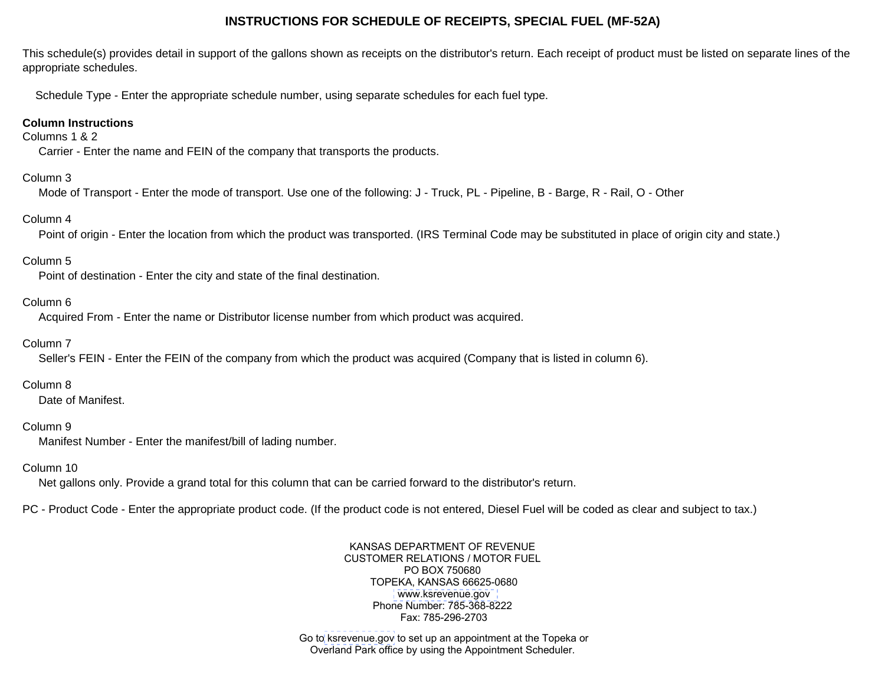# INSTRUCTIONS FOR SCHEDULE OF RECEIPTS, SPECIAL FUEL (MF-52A)

This schedule(s) provides detail in support of the gallons shown as receipts on the distributor's return. Each receipt of product must be listed on separate lines of the appropriate schedules.

Schedule Type - Enter the appropriate schedule number, using separate schedules for each fuel type.

**Column Instructions**

Columns 1 & 2

Carrier - Enter the name and FEIN of the company that transports the products.

Column 3

Mode of Transport - Enter the mode of transport. Use one of the following: J - Truck, PL - Pipeline, B - Barge, R - Rail, O - Other

Column 4

Point of origin - Enter the location from which the product was transported. (IRS Terminal Code may be substituted in place of origin city and state.)

Column 5

Point of destination - Enter the city and state of the final destination.

Column 6

Acquired From - Enter the name or Distributor license number from which product was acquired.

Column 7

Seller's FEIN - Enter the FEIN of the company from which the product was acquired (Company that is listed in column 6).

Column 8

Date of Manifest.

Column 9

Manifest Number - Enter the manifest/bill of lading number.

Column 10

Net gallons only. Provide a grand total for this column that can be carried forward to the distributor's return.

PC - Product Code - Enter the appropriate product code. (If the product code is not entered, Diesel Fuel will be coded as clear and subject to tax.)

KANSAS DEPARTMENT OF REVENUE
CUSTOMER RELATIONS / MOTOR FUEL
PO BOX 750680
TOPEKA, KANSAS 66625-0680
www.ksrevenue.gov
Phone Number: 785-368-8222
Fax: 785-296-2703

Go to ksrevenue.gov to set up an appointment at the Topeka or Overland Park office by using the Appointment Scheduler.